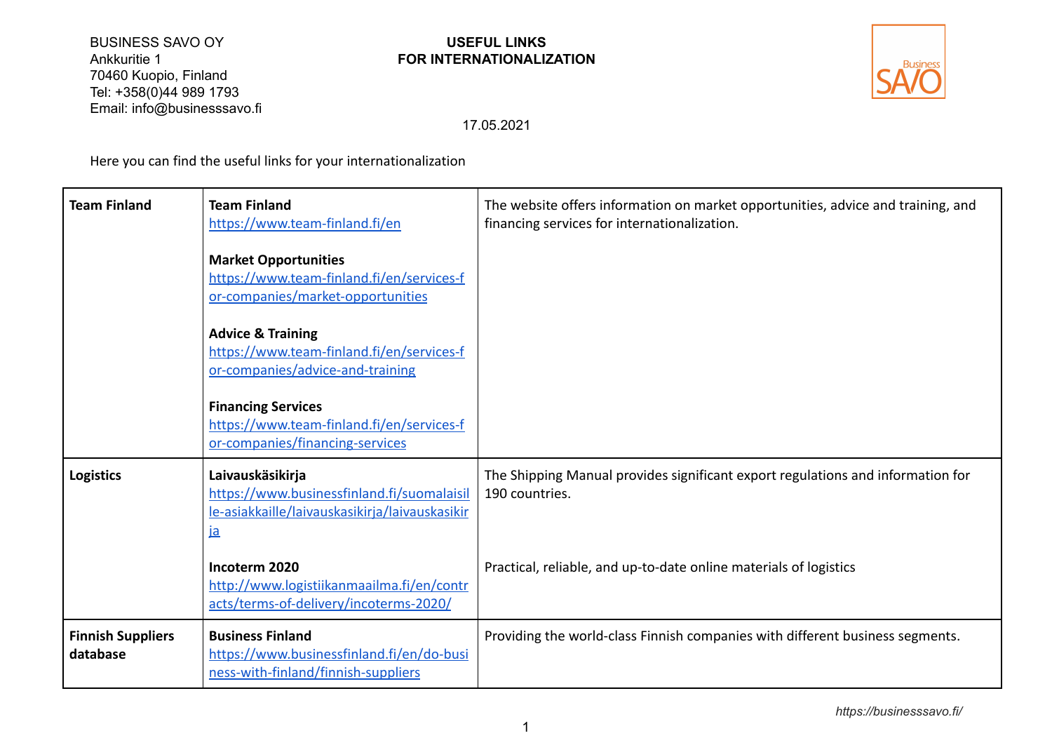BUSINESS SAVO OY
Ankkuritie 1
70460 Kuopio, Finland
Tel: +358(0)44 989 1793
Email: info@businesssavo.fi

# USEFUL LINKS FOR INTERNATIONALIZATION

17.05.2021

Here you can find the useful links for your internationalization

| | | |
|---|---|---|
| **Team Finland** | **Team Finland** https://www.team-finland.fi/en<br><br>**Market Opportunities** https://www.team-finland.fi/en/services-for-companies/market-opportunities<br><br>**Advice & Training** https://www.team-finland.fi/en/services-for-companies/advice-and-training<br><br>**Financing Services** https://www.team-finland.fi/en/services-for-companies/financing-services | The website offers information on market opportunities, advice and training, and financing services for internationalization. |
| **Logistics** | **Laivauskäsikirja** https://www.businessfinland.fi/suomalaisille-asiakkaille/laivauskasikirja/laivauskasikirja | The Shipping Manual provides significant export regulations and information for 190 countries. |
| | **Incoterm 2020** http://www.logistiikanmaailma.fi/en/contracts/terms-of-delivery/incoterms-2020/ | Practical, reliable, and up-to-date online materials of logistics |
| **Finnish Suppliers database** | **Business Finland** https://www.businessfinland.fi/en/do-business-with-finland/finnish-suppliers | Providing the world-class Finnish companies with different business segments. |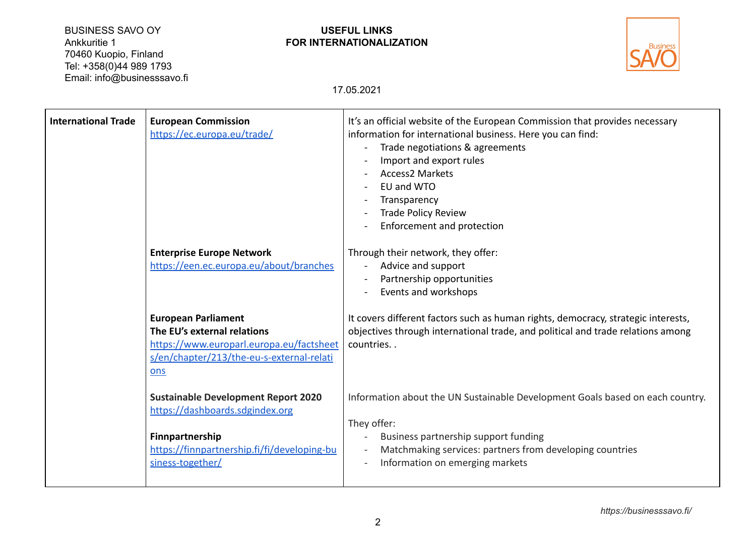BUSINESS SAVO OY
Ankkuritie 1
70460 Kuopio, Finland
Tel: +358(0)44 989 1793
Email: info@businesssavo.fi

**USEFUL LINKS**
**FOR INTERNATIONALIZATION**

17.05.2021

| | | |
|---|---|---|
| **International Trade** | **European Commission** https://ec.europa.eu/trade/ | It's an official website of the European Commission that provides necessary information for international business. Here you can find:<br>- Trade negotiations & agreements<br>- Import and export rules<br>- Access2 Markets<br>- EU and WTO<br>- Transparency<br>- Trade Policy Review<br>- Enforcement and protection |
| | **Enterprise Europe Network** https://een.ec.europa.eu/about/branches | Through their network, they offer:<br>- Advice and support<br>- Partnership opportunities<br>- Events and workshops |
| | **European Parliament The EU's external relations** https://www.europarl.europa.eu/factsheets/en/chapter/213/the-eu-s-external-relations | It covers different factors such as human rights, democracy, strategic interests, objectives through international trade, and political and trade relations among countries. . |
| | **Sustainable Development Report 2020** https://dashboards.sdgindex.org | Information about the UN Sustainable Development Goals based on each country. |
| | **Finnpartnership** https://finnpartnership.fi/fi/developing-business-together/ | They offer:<br>- Business partnership support funding<br>- Matchmaking services: partners from developing countries<br>- Information on emerging markets |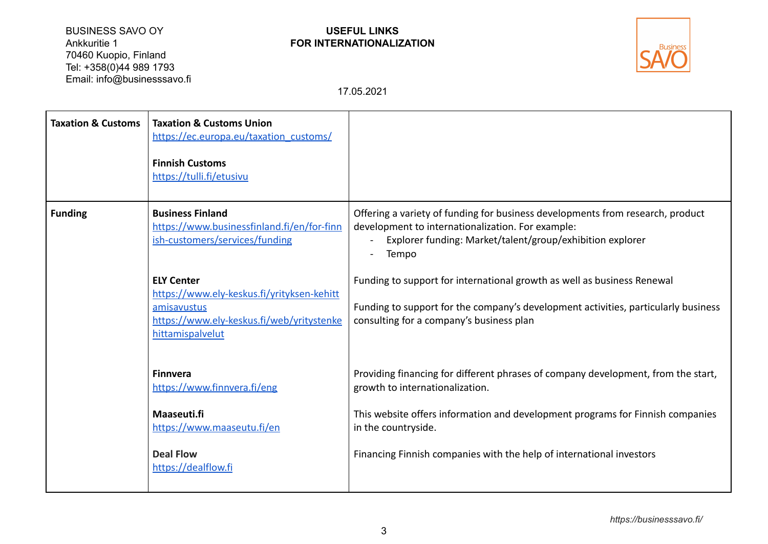BUSINESS SAVO OY
Ankkuritie 1
70460 Kuopio, Finland
Tel: +358(0)44 989 1793
Email: info@businesssavo.fi

**USEFUL LINKS**
**FOR INTERNATIONALIZATION**

17.05.2021

| | | |
|---|---|---|
| **Taxation & Customs** | **Taxation & Customs Union**<br>https://ec.europa.eu/taxation_customs/<br><br>**Finnish Customs**<br>https://tulli.fi/etusivu | |
| **Funding** | **Business Finland**<br>https://www.businessfinland.fi/en/for-finnish-customers/services/funding | Offering a variety of funding for business developments from research, product development to internationalization. For example:<br>- Explorer funding: Market/talent/group/exhibition explorer<br>- Tempo |
| | **ELY Center**<br>https://www.ely-keskus.fi/yrityksen-kehittamisavustus<br>https://www.ely-keskus.fi/web/yritystenkehittamispalvelut | Funding to support for international growth as well as business Renewal<br><br>Funding to support for the company's development activities, particularly business consulting for a company's business plan |
| | **Finnvera**<br>https://www.finnvera.fi/eng | Providing financing for different phrases of company development, from the start, growth to internationalization. |
| | **Maaseuti.fi**<br>https://www.maaseutu.fi/en | This website offers information and development programs for Finnish companies in the countryside. |
| | **Deal Flow**<br>https://dealflow.fi | Financing Finnish companies with the help of international investors |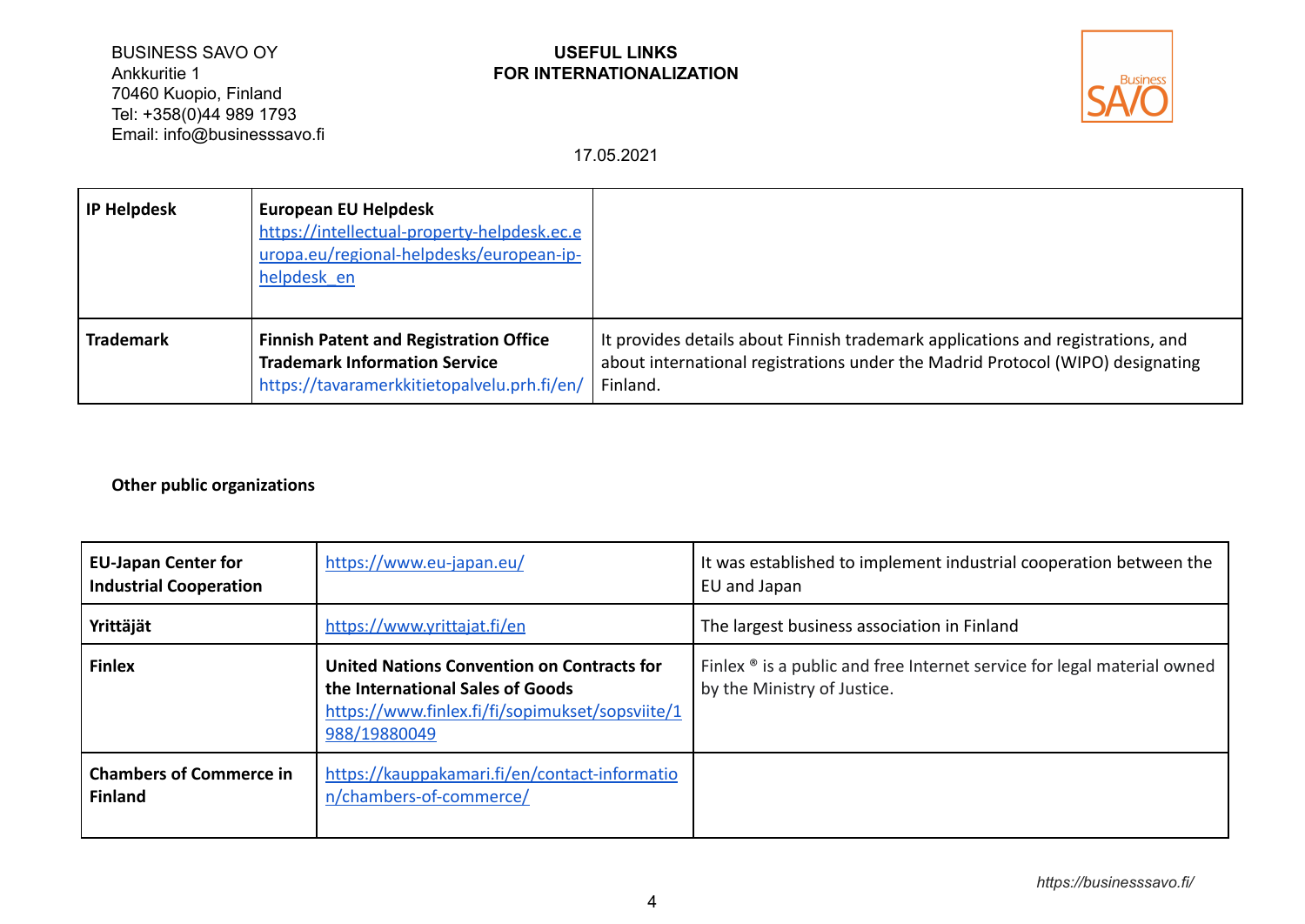| IP Helpdesk | **European EU Helpdesk** https://intellectual-property-helpdesk.ec.europa.eu/regional-helpdesks/european-ip-helpdesk_en | |
|---|---|---|
| **Trademark** | **Finnish Patent and Registration Office Trademark Information Service** https://tavaramerkkitietopalvelu.prh.fi/en/ | It provides details about Finnish trademark applications and registrations, and about international registrations under the Madrid Protocol (WIPO) designating Finland. |

**Other public organizations**

| EU-Japan Center for Industrial Cooperation | https://www.eu-japan.eu/ | It was established to implement industrial cooperation between the EU and Japan |
|---|---|---|
| **Yrittäjät** | https://www.yrittajat.fi/en | The largest business association in Finland |
| **Finlex** | **United Nations Convention on Contracts for the International Sales of Goods** https://www.finlex.fi/fi/sopimukset/sopsviite/1988/19880049 | Finlex ® is a public and free Internet service for legal material owned by the Ministry of Justice. |
| **Chambers of Commerce in Finland** | https://kauppakamari.fi/en/contact-information/chambers-of-commerce/ | |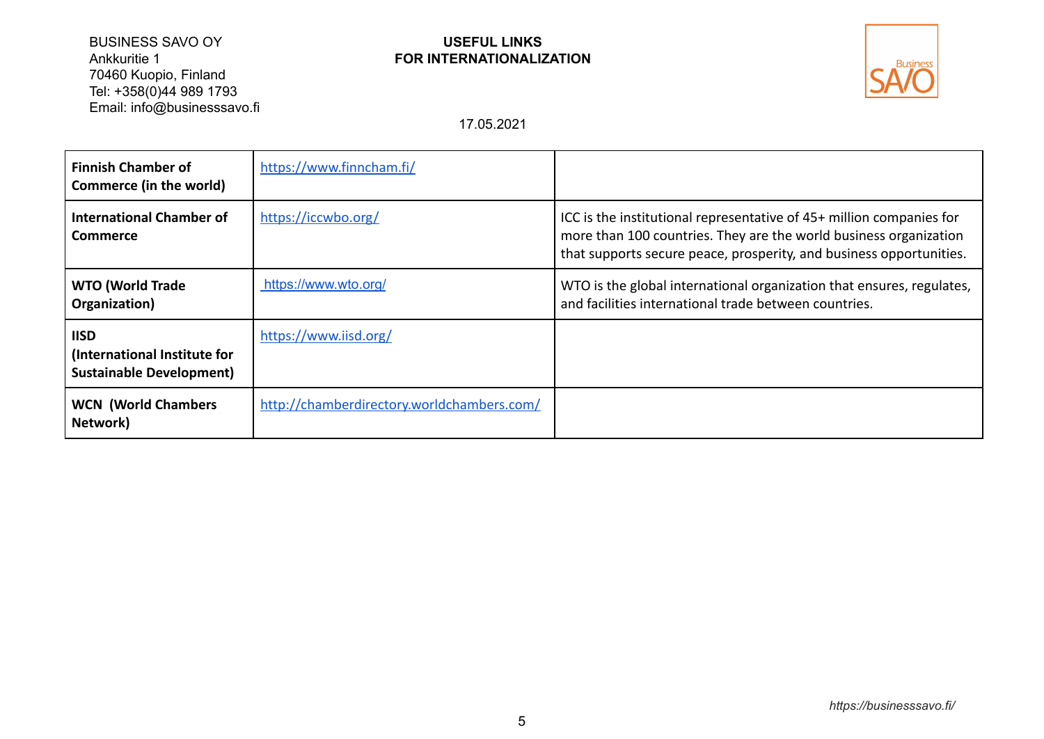| | | |
|---|---|---|
| **Finnish Chamber of Commerce (in the world)** | https://www.finncham.fi/ | |
| **International Chamber of Commerce** | https://iccwbo.org/ | ICC is the institutional representative of 45+ million companies for more than 100 countries. They are the world business organization that supports secure peace, prosperity, and business opportunities. |
| **WTO (World Trade Organization)** | https://www.wto.org/ | WTO is the global international organization that ensures, regulates, and facilities international trade between countries. |
| **IISD (International Institute for Sustainable Development)** | https://www.iisd.org/ | |
| **WCN (World Chambers Network)** | http://chamberdirectory.worldchambers.com/ | |